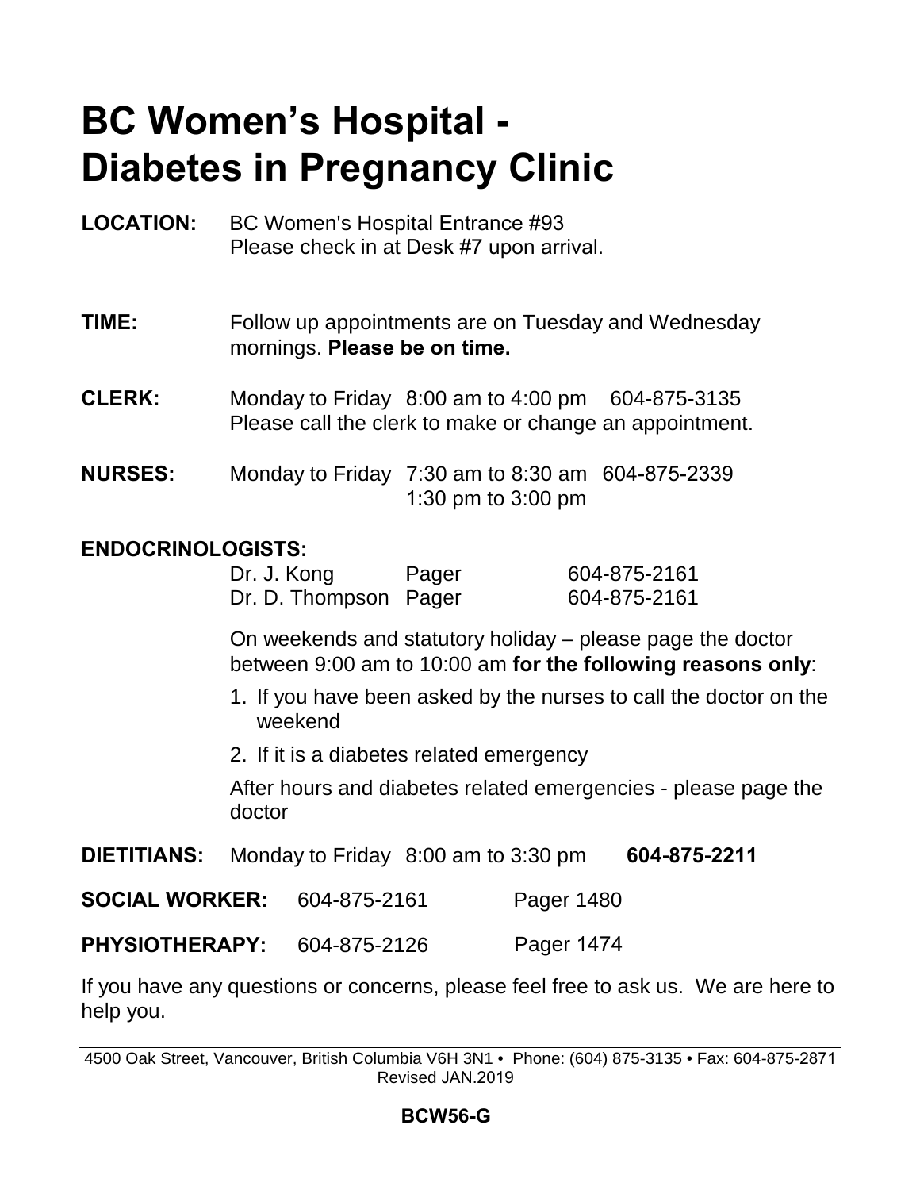# BC Women's Hospital - Diabetes in Pregnancy Clinic

**LOCATION:** BC Women's Hospital Entrance #93
Please check in at Desk #7 upon arrival.

**TIME:** Follow up appointments are on Tuesday and Wednesday mornings. **Please be on time.**

**CLERK:** Monday to Friday 8:00 am to 4:00 pm 604-875-3135
Please call the clerk to make or change an appointment.

**NURSES:** Monday to Friday 7:30 am to 8:30 am 604-875-2339
1:30 pm to 3:00 pm

**ENDOCRINOLOGISTS:**

| | | |
|---|---|---|
| Dr. J. Kong | Pager | 604-875-2161 |
| Dr. D. Thompson | Pager | 604-875-2161 |

On weekends and statutory holiday – please page the doctor between 9:00 am to 10:00 am **for the following reasons only**:

1. If you have been asked by the nurses to call the doctor on the weekend
2. If it is a diabetes related emergency

After hours and diabetes related emergencies - please page the doctor

**DIETITIANS:** Monday to Friday 8:00 am to 3:30 pm **604-875-2211**

**SOCIAL WORKER:** 604-875-2161 Pager 1480

**PHYSIOTHERAPY:** 604-875-2126 Pager 1474

If you have any questions or concerns, please feel free to ask us. We are here to help you.

4500 Oak Street, Vancouver, British Columbia V6H 3N1 • Phone: (604) 875-3135 • Fax: 604-875-2871
Revised JAN.2019

**BCW56-G**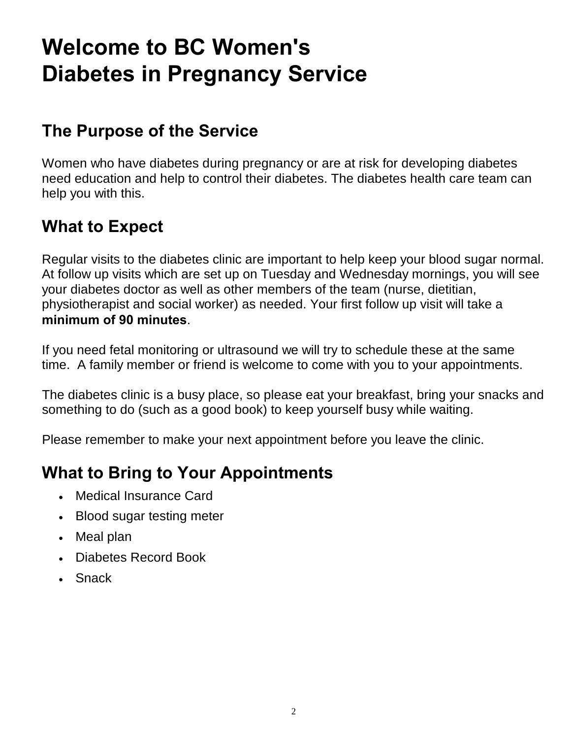# Welcome to BC Women's Diabetes in Pregnancy Service

## The Purpose of the Service

Women who have diabetes during pregnancy or are at risk for developing diabetes need education and help to control their diabetes. The diabetes health care team can help you with this.

## What to Expect

Regular visits to the diabetes clinic are important to help keep your blood sugar normal. At follow up visits which are set up on Tuesday and Wednesday mornings, you will see your diabetes doctor as well as other members of the team (nurse, dietitian, physiotherapist and social worker) as needed. Your first follow up visit will take a **minimum of 90 minutes**.

If you need fetal monitoring or ultrasound we will try to schedule these at the same time. A family member or friend is welcome to come with you to your appointments.

The diabetes clinic is a busy place, so please eat your breakfast, bring your snacks and something to do (such as a good book) to keep yourself busy while waiting.

Please remember to make your next appointment before you leave the clinic.

## What to Bring to Your Appointments

- Medical Insurance Card
- Blood sugar testing meter
- Meal plan
- Diabetes Record Book
- Snack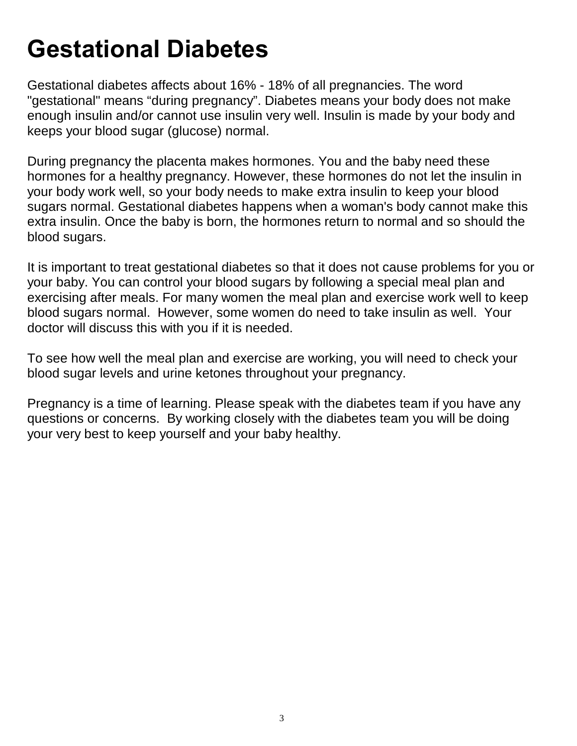# Gestational Diabetes

Gestational diabetes affects about 16% - 18% of all pregnancies. The word "gestational" means "during pregnancy". Diabetes means your body does not make enough insulin and/or cannot use insulin very well. Insulin is made by your body and keeps your blood sugar (glucose) normal.

During pregnancy the placenta makes hormones. You and the baby need these hormones for a healthy pregnancy. However, these hormones do not let the insulin in your body work well, so your body needs to make extra insulin to keep your blood sugars normal. Gestational diabetes happens when a woman's body cannot make this extra insulin. Once the baby is born, the hormones return to normal and so should the blood sugars.

It is important to treat gestational diabetes so that it does not cause problems for you or your baby. You can control your blood sugars by following a special meal plan and exercising after meals. For many women the meal plan and exercise work well to keep blood sugars normal. However, some women do need to take insulin as well. Your doctor will discuss this with you if it is needed.

To see how well the meal plan and exercise are working, you will need to check your blood sugar levels and urine ketones throughout your pregnancy.

Pregnancy is a time of learning. Please speak with the diabetes team if you have any questions or concerns. By working closely with the diabetes team you will be doing your very best to keep yourself and your baby healthy.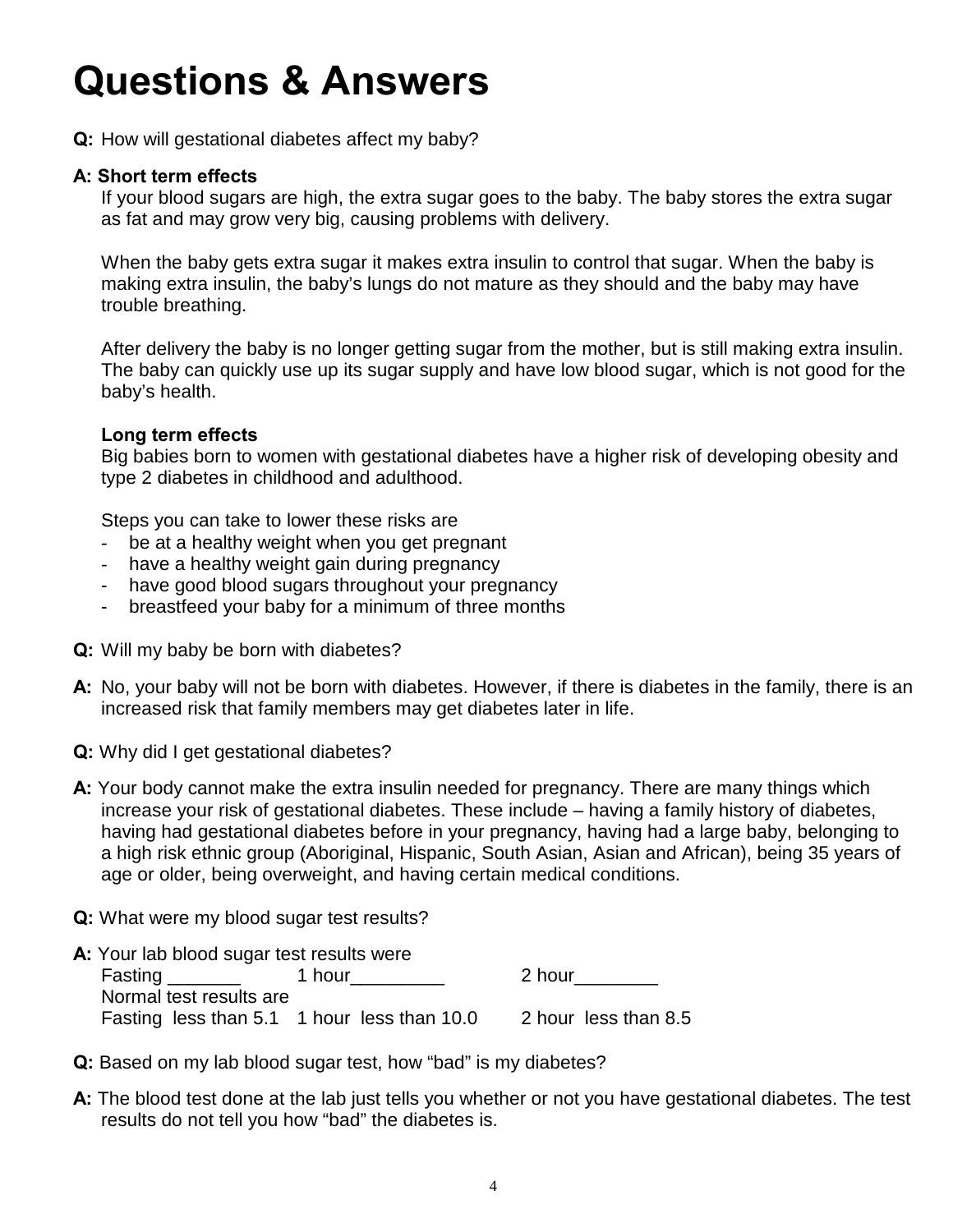# Questions & Answers

**Q:** How will gestational diabetes affect my baby?

**A: Short term effects**

If your blood sugars are high, the extra sugar goes to the baby. The baby stores the extra sugar as fat and may grow very big, causing problems with delivery.

When the baby gets extra sugar it makes extra insulin to control that sugar. When the baby is making extra insulin, the baby's lungs do not mature as they should and the baby may have trouble breathing.

After delivery the baby is no longer getting sugar from the mother, but is still making extra insulin. The baby can quickly use up its sugar supply and have low blood sugar, which is not good for the baby's health.

**Long term effects**

Big babies born to women with gestational diabetes have a higher risk of developing obesity and type 2 diabetes in childhood and adulthood.

Steps you can take to lower these risks are

- be at a healthy weight when you get pregnant
- have a healthy weight gain during pregnancy
- have good blood sugars throughout your pregnancy
- breastfeed your baby for a minimum of three months

**Q:** Will my baby be born with diabetes?

**A:** No, your baby will not be born with diabetes. However, if there is diabetes in the family, there is an increased risk that family members may get diabetes later in life.

**Q:** Why did I get gestational diabetes?

**A:** Your body cannot make the extra insulin needed for pregnancy. There are many things which increase your risk of gestational diabetes. These include – having a family history of diabetes, having had gestational diabetes before in your pregnancy, having had a large baby, belonging to a high risk ethnic group (Aboriginal, Hispanic, South Asian, Asian and African), being 35 years of age or older, being overweight, and having certain medical conditions.

**Q:** What were my blood sugar test results?

**A:** Your lab blood sugar test results were

Fasting _______ 1 hour_________ 2 hour________

Normal test results are

Fasting less than 5.1 1 hour less than 10.0 2 hour less than 8.5

**Q:** Based on my lab blood sugar test, how "bad" is my diabetes?

**A:** The blood test done at the lab just tells you whether or not you have gestational diabetes. The test results do not tell you how "bad" the diabetes is.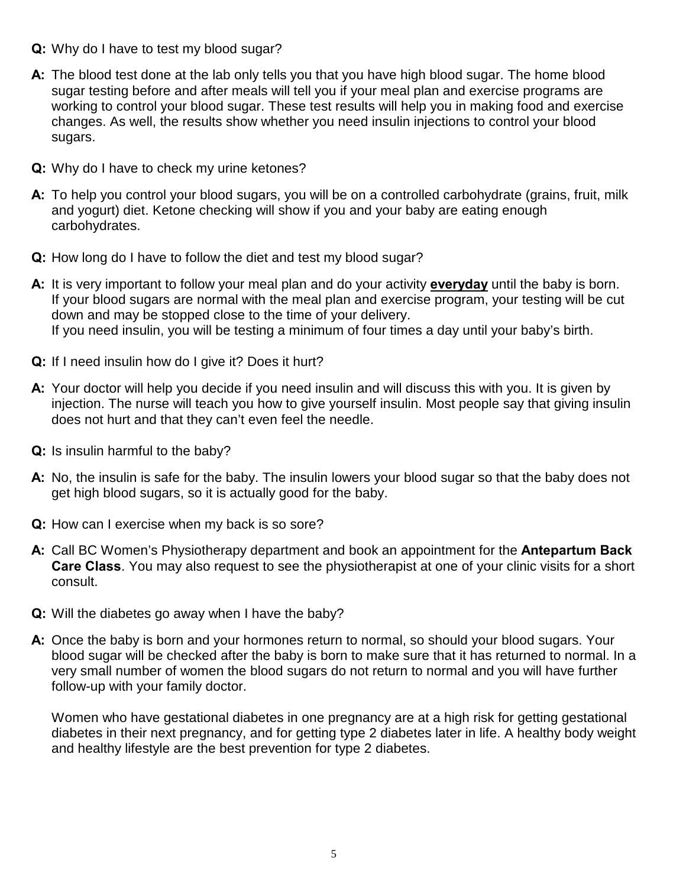**Q:** Why do I have to test my blood sugar?

**A:** The blood test done at the lab only tells you that you have high blood sugar. The home blood sugar testing before and after meals will tell you if your meal plan and exercise programs are working to control your blood sugar. These test results will help you in making food and exercise changes. As well, the results show whether you need insulin injections to control your blood sugars.

**Q:** Why do I have to check my urine ketones?

**A:** To help you control your blood sugars, you will be on a controlled carbohydrate (grains, fruit, milk and yogurt) diet. Ketone checking will show if you and your baby are eating enough carbohydrates.

**Q:** How long do I have to follow the diet and test my blood sugar?

**A:** It is very important to follow your meal plan and do your activity <u>**everyday**</u> until the baby is born. If your blood sugars are normal with the meal plan and exercise program, your testing will be cut down and may be stopped close to the time of your delivery.
If you need insulin, you will be testing a minimum of four times a day until your baby's birth.

**Q:** If I need insulin how do I give it? Does it hurt?

**A:** Your doctor will help you decide if you need insulin and will discuss this with you. It is given by injection. The nurse will teach you how to give yourself insulin. Most people say that giving insulin does not hurt and that they can't even feel the needle.

**Q:** Is insulin harmful to the baby?

**A:** No, the insulin is safe for the baby. The insulin lowers your blood sugar so that the baby does not get high blood sugars, so it is actually good for the baby.

**Q:** How can I exercise when my back is so sore?

**A:** Call BC Women's Physiotherapy department and book an appointment for the **Antepartum Back Care Class**. You may also request to see the physiotherapist at one of your clinic visits for a short consult.

**Q:** Will the diabetes go away when I have the baby?

**A:** Once the baby is born and your hormones return to normal, so should your blood sugars. Your blood sugar will be checked after the baby is born to make sure that it has returned to normal. In a very small number of women the blood sugars do not return to normal and you will have further follow-up with your family doctor.

Women who have gestational diabetes in one pregnancy are at a high risk for getting gestational diabetes in their next pregnancy, and for getting type 2 diabetes later in life. A healthy body weight and healthy lifestyle are the best prevention for type 2 diabetes.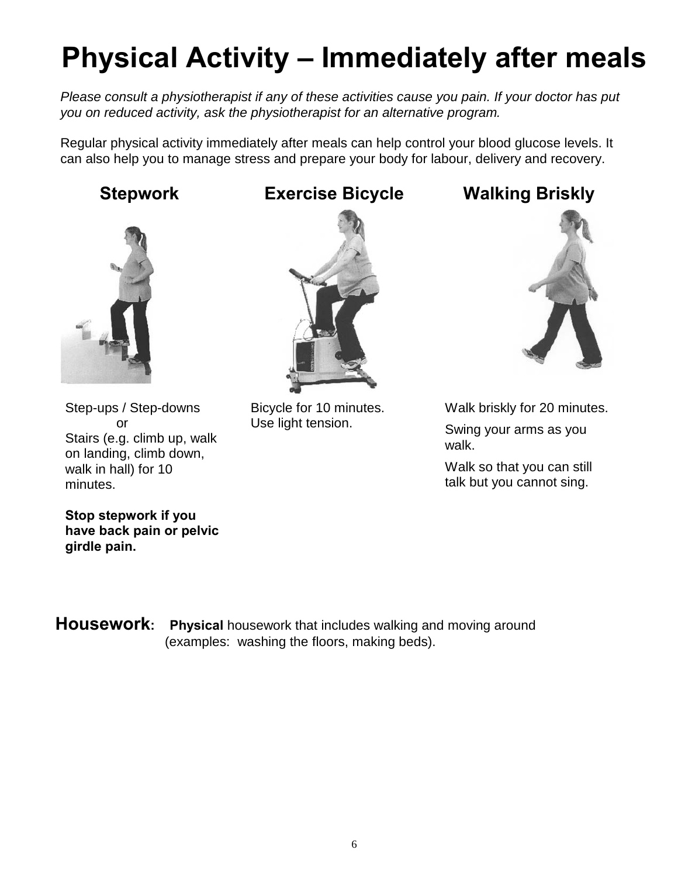# Physical Activity – Immediately after meals

*Please consult a physiotherapist if any of these activities cause you pain. If your doctor has put you on reduced activity, ask the physiotherapist for an alternative program.*

Regular physical activity immediately after meals can help control your blood glucose levels. It can also help you to manage stress and prepare your body for labour, delivery and recovery.

## Stepwork

Step-ups / Step-downs
or
Stairs (e.g. climb up, walk on landing, climb down, walk in hall) for 10 minutes.

**Stop stepwork if you have back pain or pelvic girdle pain.**

## Exercise Bicycle

Bicycle for 10 minutes. Use light tension.

## Walking Briskly

Walk briskly for 20 minutes.

Swing your arms as you walk.

Walk so that you can still talk but you cannot sing.

**Housework:** **Physical** housework that includes walking and moving around (examples: washing the floors, making beds).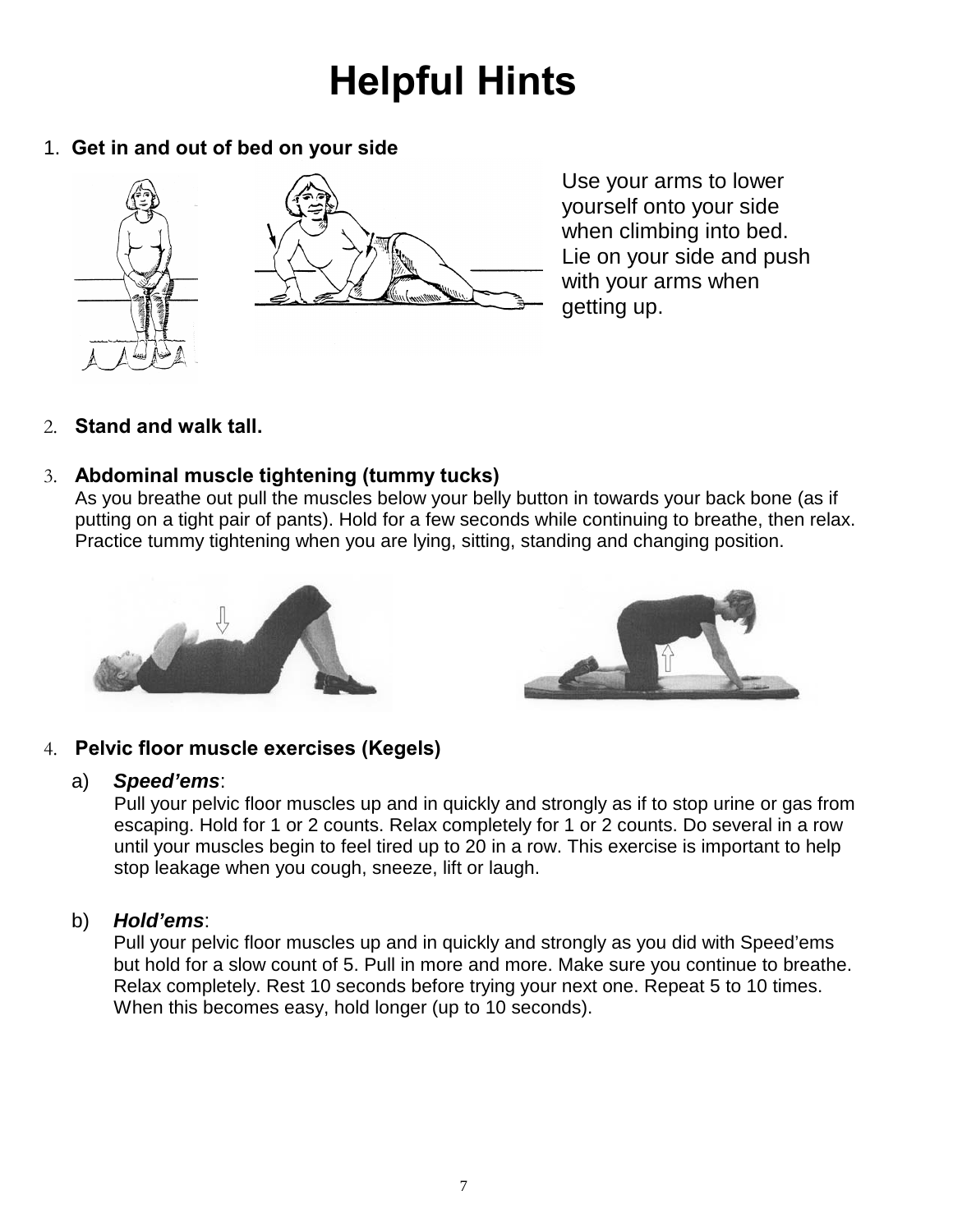# Helpful Hints

1. **Get in and out of bed on your side**

Use your arms to lower yourself onto your side when climbing into bed. Lie on your side and push with your arms when getting up.

2. **Stand and walk tall.**

3. **Abdominal muscle tightening (tummy tucks)**
   As you breathe out pull the muscles below your belly button in towards your back bone (as if putting on a tight pair of pants). Hold for a few seconds while continuing to breathe, then relax. Practice tummy tightening when you are lying, sitting, standing and changing position.

4. **Pelvic floor muscle exercises (Kegels)**

   a) ***Speed'ems***:
   Pull your pelvic floor muscles up and in quickly and strongly as if to stop urine or gas from escaping. Hold for 1 or 2 counts. Relax completely for 1 or 2 counts. Do several in a row until your muscles begin to feel tired up to 20 in a row. This exercise is important to help stop leakage when you cough, sneeze, lift or laugh.

   b) ***Hold'ems***:
   Pull your pelvic floor muscles up and in quickly and strongly as you did with Speed'ems but hold for a slow count of 5. Pull in more and more. Make sure you continue to breathe. Relax completely. Rest 10 seconds before trying your next one. Repeat 5 to 10 times. When this becomes easy, hold longer (up to 10 seconds).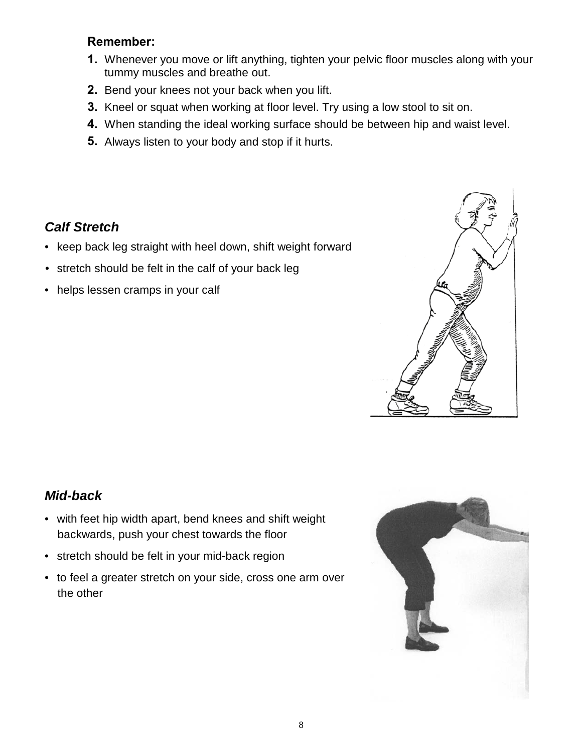**Remember:**

1. Whenever you move or lift anything, tighten your pelvic floor muscles along with your tummy muscles and breathe out.
2. Bend your knees not your back when you lift.
3. Kneel or squat when working at floor level. Try using a low stool to sit on.
4. When standing the ideal working surface should be between hip and waist level.
5. Always listen to your body and stop if it hurts.

### *Calf Stretch*

- keep back leg straight with heel down, shift weight forward
- stretch should be felt in the calf of your back leg
- helps lessen cramps in your calf

### *Mid-back*

- with feet hip width apart, bend knees and shift weight backwards, push your chest towards the floor
- stretch should be felt in your mid-back region
- to feel a greater stretch on your side, cross one arm over the other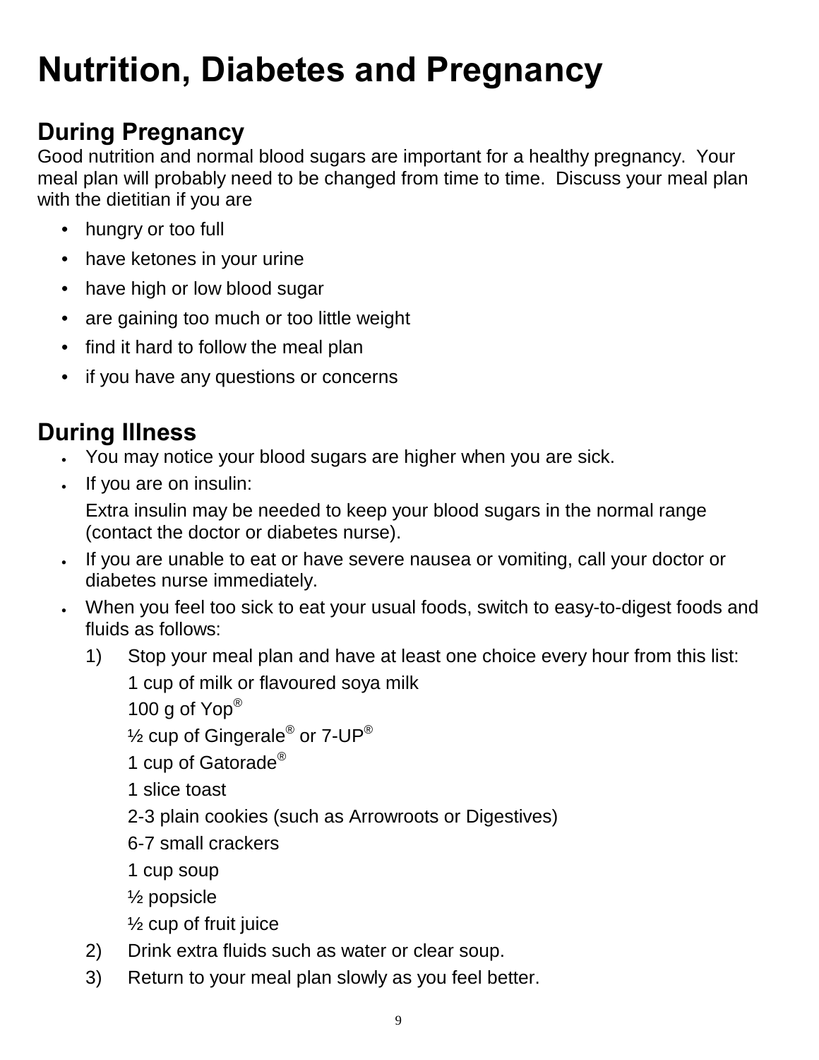# Nutrition, Diabetes and Pregnancy

## During Pregnancy

Good nutrition and normal blood sugars are important for a healthy pregnancy. Your meal plan will probably need to be changed from time to time. Discuss your meal plan with the dietitian if you are

- hungry or too full
- have ketones in your urine
- have high or low blood sugar
- are gaining too much or too little weight
- find it hard to follow the meal plan
- if you have any questions or concerns

## During Illness

- You may notice your blood sugars are higher when you are sick.
- If you are on insulin:

  Extra insulin may be needed to keep your blood sugars in the normal range (contact the doctor or diabetes nurse).
- If you are unable to eat or have severe nausea or vomiting, call your doctor or diabetes nurse immediately.
- When you feel too sick to eat your usual foods, switch to easy-to-digest foods and fluids as follows:
  1) Stop your meal plan and have at least one choice every hour from this list:

     1 cup of milk or flavoured soya milk  
     100 g of Yop®  
     ½ cup of Gingerale® or 7-UP®  
     1 cup of Gatorade®  
     1 slice toast  
     2-3 plain cookies (such as Arrowroots or Digestives)  
     6-7 small crackers  
     1 cup soup  
     ½ popsicle  
     ½ cup of fruit juice
  2) Drink extra fluids such as water or clear soup.
  3) Return to your meal plan slowly as you feel better.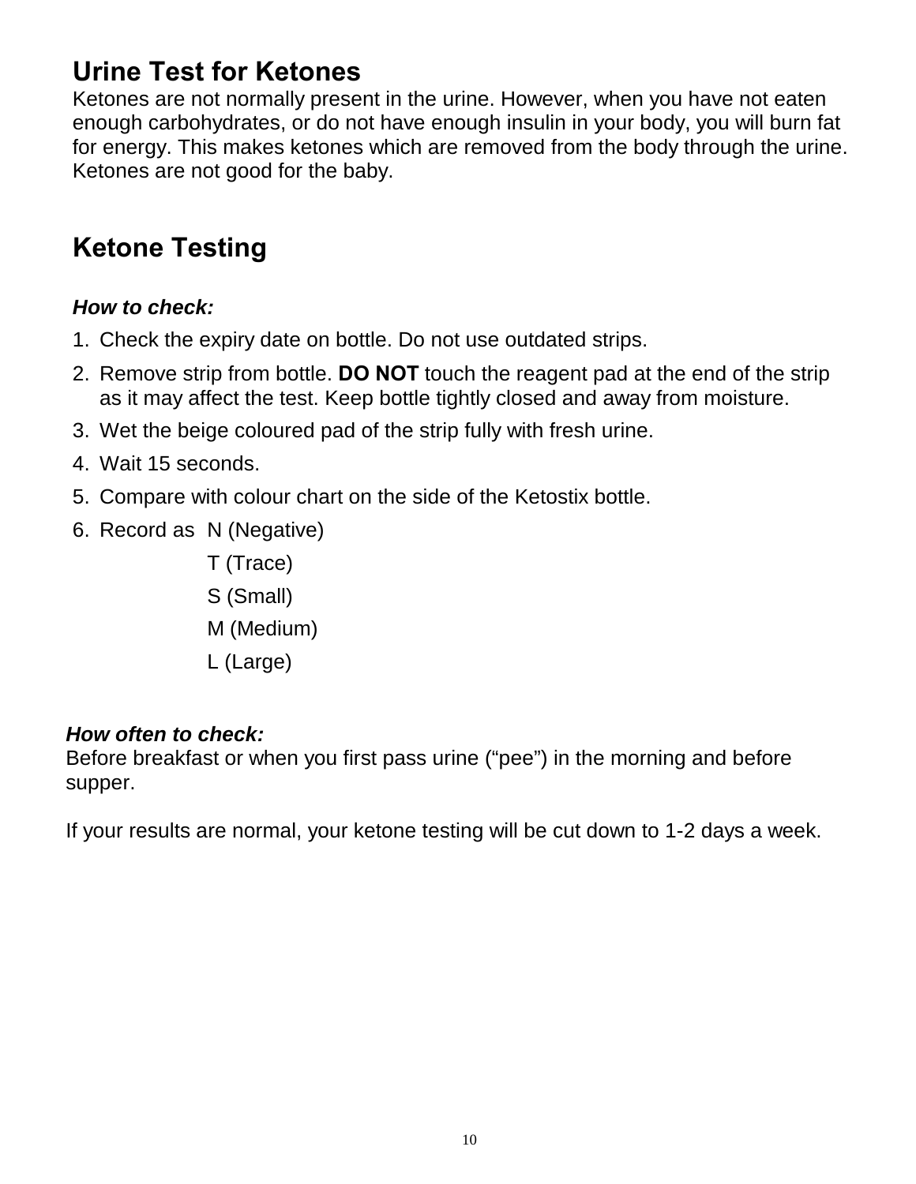## Urine Test for Ketones

Ketones are not normally present in the urine. However, when you have not eaten enough carbohydrates, or do not have enough insulin in your body, you will burn fat for energy. This makes ketones which are removed from the body through the urine. Ketones are not good for the baby.

## Ketone Testing

***How to check:***

1. Check the expiry date on bottle. Do not use outdated strips.
2. Remove strip from bottle. **DO NOT** touch the reagent pad at the end of the strip as it may affect the test. Keep bottle tightly closed and away from moisture.
3. Wet the beige coloured pad of the strip fully with fresh urine.
4. Wait 15 seconds.
5. Compare with colour chart on the side of the Ketostix bottle.
6. Record as N (Negative)
   T (Trace)
   S (Small)
   M (Medium)
   L (Large)

***How often to check:***

Before breakfast or when you first pass urine ("pee") in the morning and before supper.

If your results are normal, your ketone testing will be cut down to 1-2 days a week.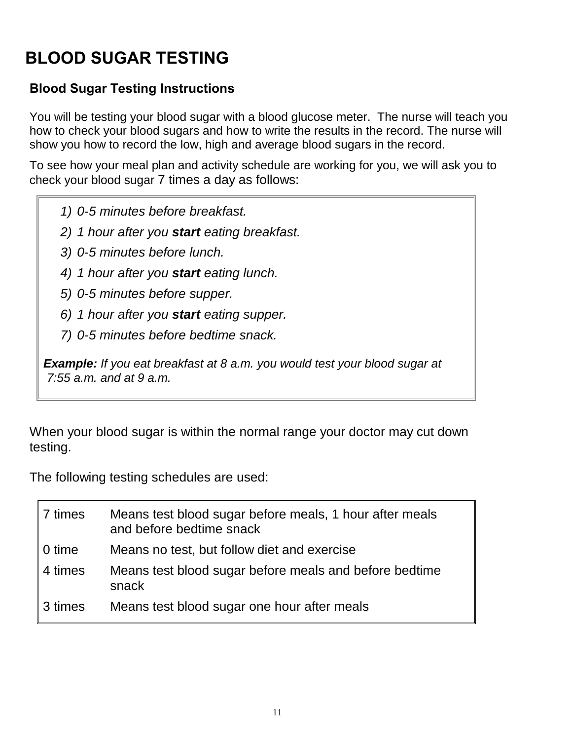# BLOOD SUGAR TESTING

## Blood Sugar Testing Instructions

You will be testing your blood sugar with a blood glucose meter. The nurse will teach you how to check your blood sugars and how to write the results in the record. The nurse will show you how to record the low, high and average blood sugars in the record.

To see how your meal plan and activity schedule are working for you, we will ask you to check your blood sugar 7 times a day as follows:

1) *0-5 minutes before breakfast.*
2) *1 hour after you **start** eating breakfast.*
3) *0-5 minutes before lunch.*
4) *1 hour after you **start** eating lunch.*
5) *0-5 minutes before supper.*
6) *1 hour after you **start** eating supper.*
7) *0-5 minutes before bedtime snack.*

***Example:*** *If you eat breakfast at 8 a.m. you would test your blood sugar at 7:55 a.m. and at 9 a.m.*

When your blood sugar is within the normal range your doctor may cut down testing.

The following testing schedules are used:

| | |
|---|---|
| 7 times | Means test blood sugar before meals, 1 hour after meals and before bedtime snack |
| 0 time | Means no test, but follow diet and exercise |
| 4 times | Means test blood sugar before meals and before bedtime snack |
| 3 times | Means test blood sugar one hour after meals |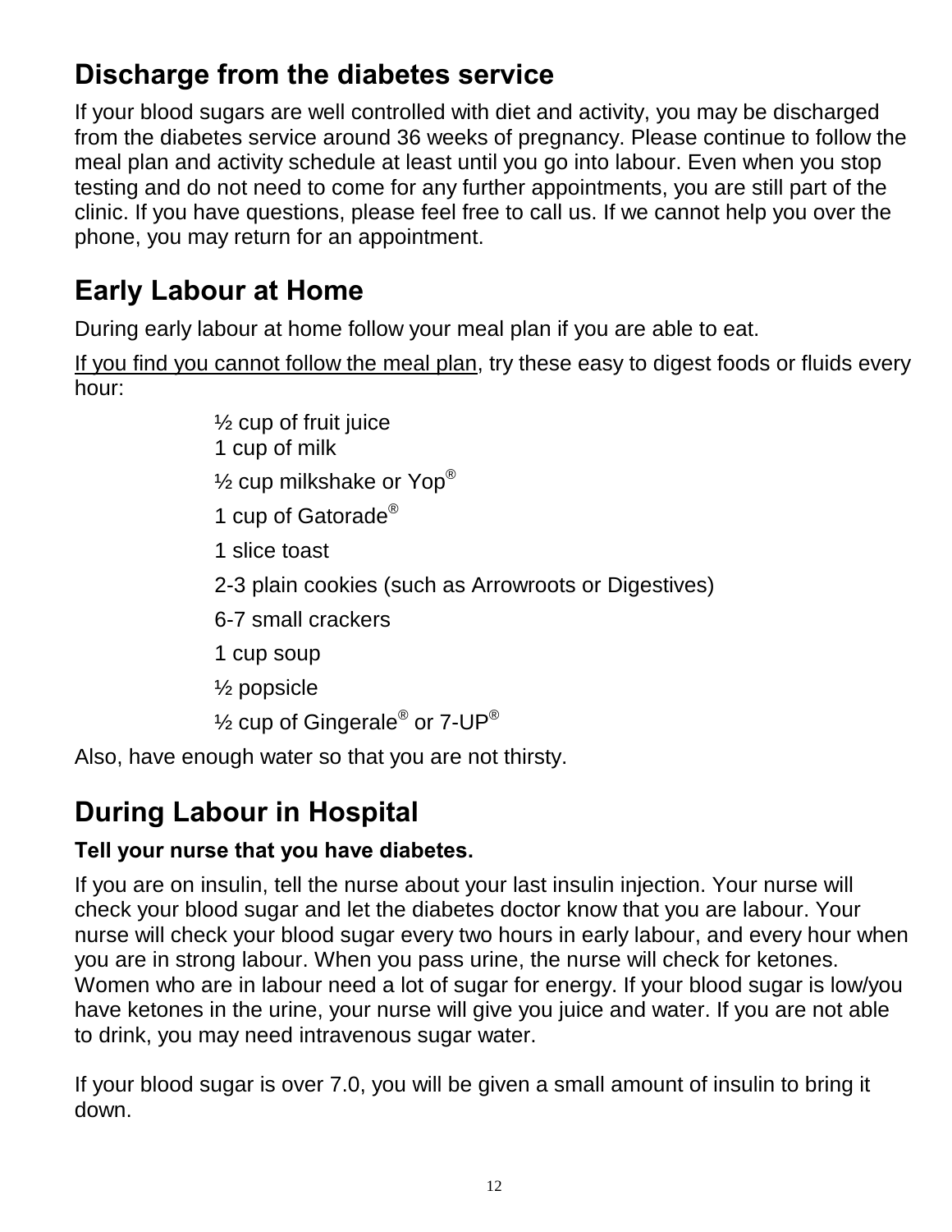## Discharge from the diabetes service

If your blood sugars are well controlled with diet and activity, you may be discharged from the diabetes service around 36 weeks of pregnancy. Please continue to follow the meal plan and activity schedule at least until you go into labour. Even when you stop testing and do not need to come for any further appointments, you are still part of the clinic. If you have questions, please feel free to call us. If we cannot help you over the phone, you may return for an appointment.

## Early Labour at Home

During early labour at home follow your meal plan if you are able to eat.

<u>If you find you cannot follow the meal plan</u>, try these easy to digest foods or fluids every hour:

- ½ cup of fruit juice
- 1 cup of milk
- ½ cup milkshake or Yop®
- 1 cup of Gatorade®
- 1 slice toast
- 2-3 plain cookies (such as Arrowroots or Digestives)
- 6-7 small crackers
- 1 cup soup
- ½ popsicle
- ½ cup of Gingerale® or 7-UP®

Also, have enough water so that you are not thirsty.

## During Labour in Hospital

**Tell your nurse that you have diabetes.**

If you are on insulin, tell the nurse about your last insulin injection. Your nurse will check your blood sugar and let the diabetes doctor know that you are labour. Your nurse will check your blood sugar every two hours in early labour, and every hour when you are in strong labour. When you pass urine, the nurse will check for ketones. Women who are in labour need a lot of sugar for energy. If your blood sugar is low/you have ketones in the urine, your nurse will give you juice and water. If you are not able to drink, you may need intravenous sugar water.

If your blood sugar is over 7.0, you will be given a small amount of insulin to bring it down.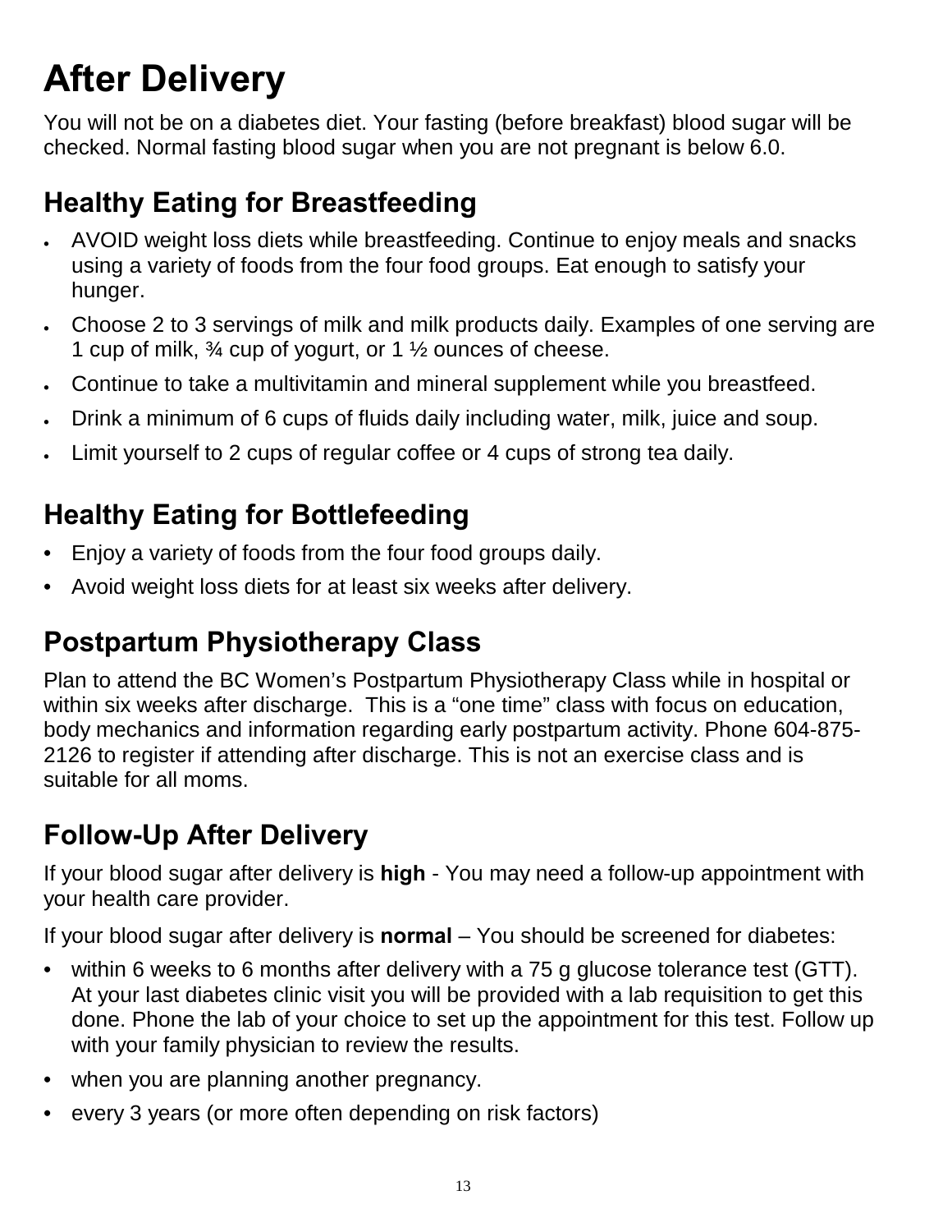# After Delivery

You will not be on a diabetes diet. Your fasting (before breakfast) blood sugar will be checked. Normal fasting blood sugar when you are not pregnant is below 6.0.

## Healthy Eating for Breastfeeding

- AVOID weight loss diets while breastfeeding. Continue to enjoy meals and snacks using a variety of foods from the four food groups. Eat enough to satisfy your hunger.
- Choose 2 to 3 servings of milk and milk products daily. Examples of one serving are 1 cup of milk, ¾ cup of yogurt, or 1 ½ ounces of cheese.
- Continue to take a multivitamin and mineral supplement while you breastfeed.
- Drink a minimum of 6 cups of fluids daily including water, milk, juice and soup.
- Limit yourself to 2 cups of regular coffee or 4 cups of strong tea daily.

## Healthy Eating for Bottlefeeding

- Enjoy a variety of foods from the four food groups daily.
- Avoid weight loss diets for at least six weeks after delivery.

## Postpartum Physiotherapy Class

Plan to attend the BC Women's Postpartum Physiotherapy Class while in hospital or within six weeks after discharge. This is a "one time" class with focus on education, body mechanics and information regarding early postpartum activity. Phone 604-875-2126 to register if attending after discharge. This is not an exercise class and is suitable for all moms.

## Follow-Up After Delivery

If your blood sugar after delivery is **high** - You may need a follow-up appointment with your health care provider.

If your blood sugar after delivery is **normal** – You should be screened for diabetes:

- within 6 weeks to 6 months after delivery with a 75 g glucose tolerance test (GTT). At your last diabetes clinic visit you will be provided with a lab requisition to get this done. Phone the lab of your choice to set up the appointment for this test. Follow up with your family physician to review the results.
- when you are planning another pregnancy.
- every 3 years (or more often depending on risk factors)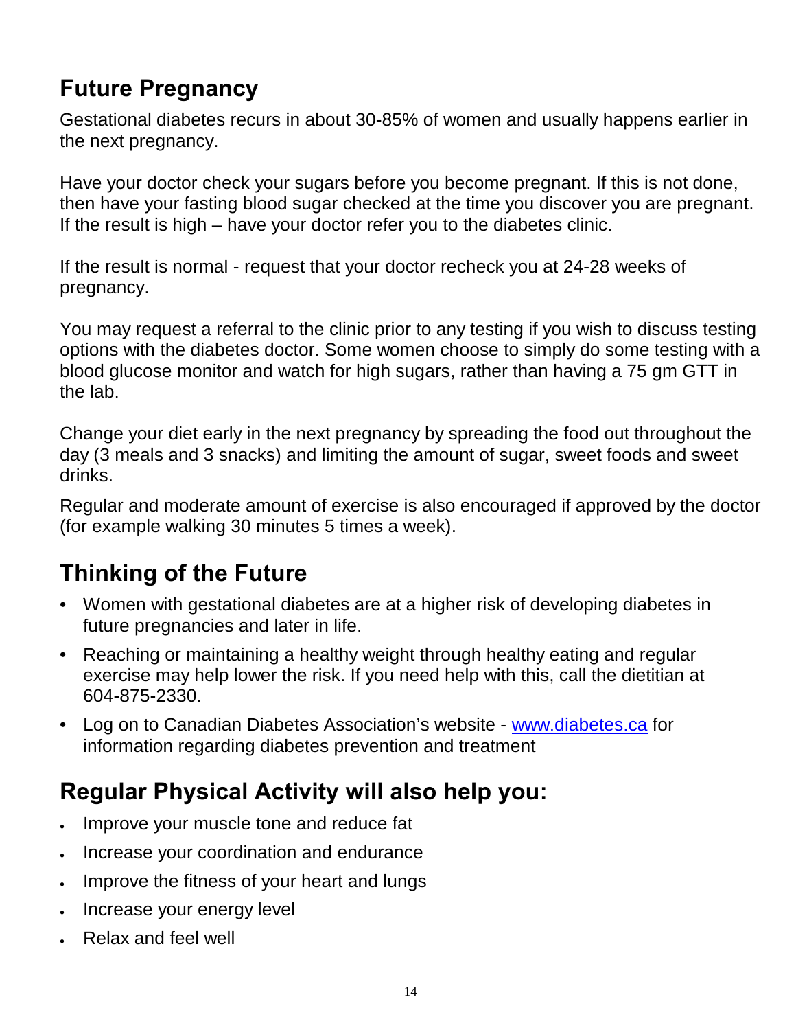## Future Pregnancy

Gestational diabetes recurs in about 30-85% of women and usually happens earlier in the next pregnancy.

Have your doctor check your sugars before you become pregnant. If this is not done, then have your fasting blood sugar checked at the time you discover you are pregnant. If the result is high – have your doctor refer you to the diabetes clinic.

If the result is normal - request that your doctor recheck you at 24-28 weeks of pregnancy.

You may request a referral to the clinic prior to any testing if you wish to discuss testing options with the diabetes doctor. Some women choose to simply do some testing with a blood glucose monitor and watch for high sugars, rather than having a 75 gm GTT in the lab.

Change your diet early in the next pregnancy by spreading the food out throughout the day (3 meals and 3 snacks) and limiting the amount of sugar, sweet foods and sweet drinks.

Regular and moderate amount of exercise is also encouraged if approved by the doctor (for example walking 30 minutes 5 times a week).

## Thinking of the Future

- Women with gestational diabetes are at a higher risk of developing diabetes in future pregnancies and later in life.
- Reaching or maintaining a healthy weight through healthy eating and regular exercise may help lower the risk. If you need help with this, call the dietitian at 604-875-2330.
- Log on to Canadian Diabetes Association's website - [www.diabetes.ca](http://www.diabetes.ca) for information regarding diabetes prevention and treatment

## Regular Physical Activity will also help you:

- Improve your muscle tone and reduce fat
- Increase your coordination and endurance
- Improve the fitness of your heart and lungs
- Increase your energy level
- Relax and feel well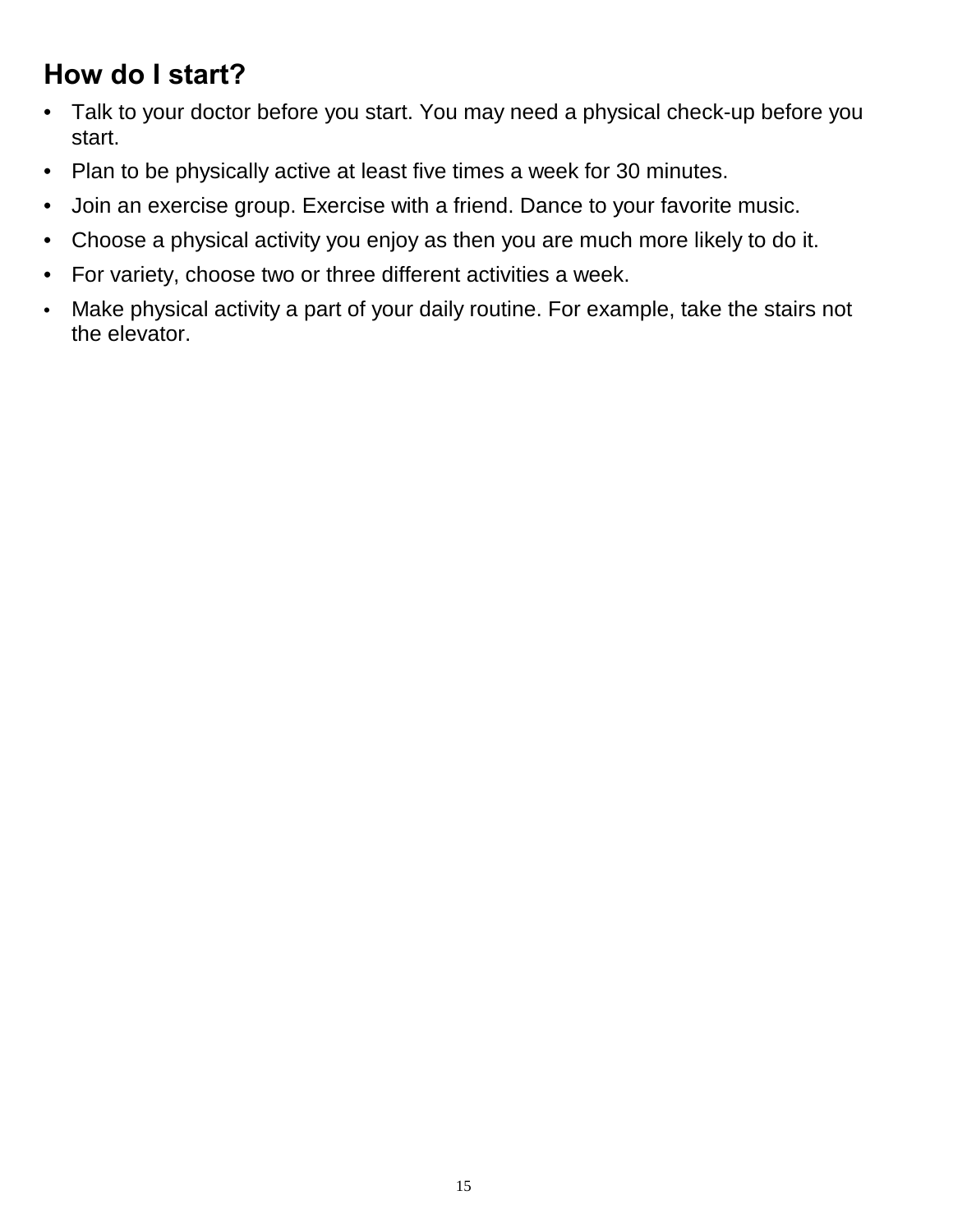## How do I start?

- Talk to your doctor before you start. You may need a physical check-up before you start.
- Plan to be physically active at least five times a week for 30 minutes.
- Join an exercise group. Exercise with a friend. Dance to your favorite music.
- Choose a physical activity you enjoy as then you are much more likely to do it.
- For variety, choose two or three different activities a week.
- Make physical activity a part of your daily routine. For example, take the stairs not the elevator.